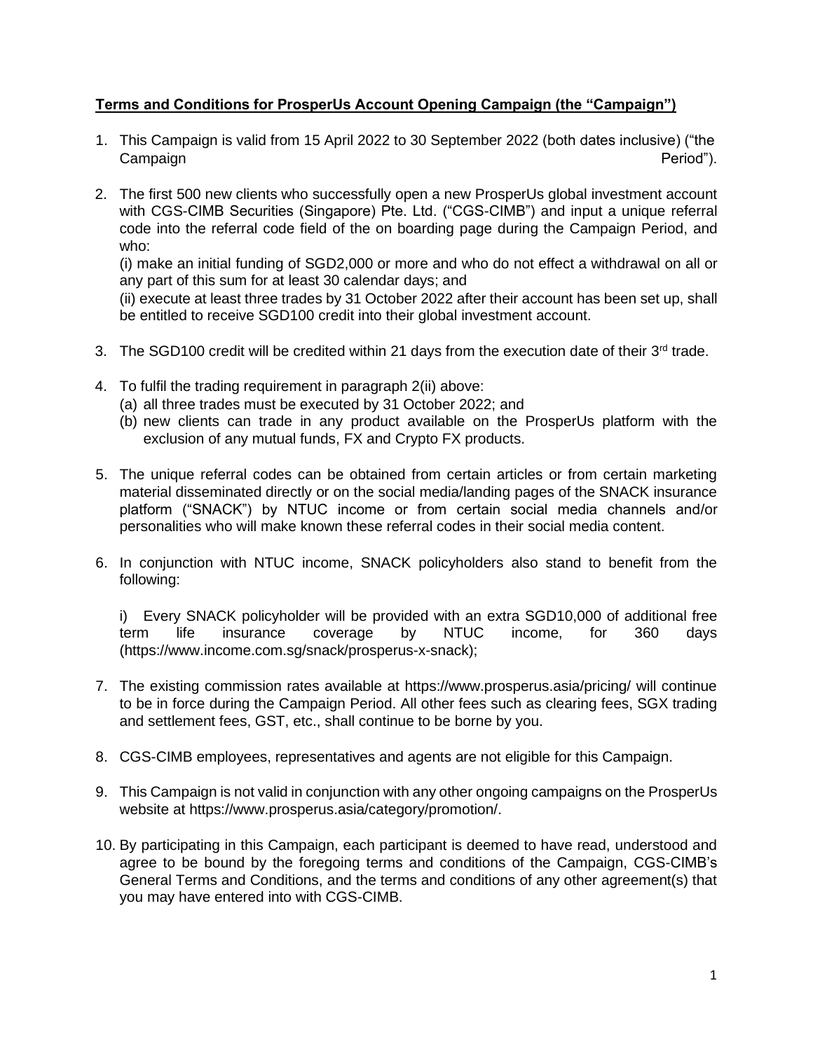**Terms and Conditions for ProsperUs Account Opening Campaign (the "Campaign")**

1. This Campaign is valid from 15 April 2022 to 30 September 2022 (both dates inclusive) ("the Campaign Period").

2. The first 500 new clients who successfully open a new ProsperUs global investment account with CGS-CIMB Securities (Singapore) Pte. Ltd. ("CGS-CIMB") and input a unique referral code into the referral code field of the on boarding page during the Campaign Period, and who:

   (i) make an initial funding of SGD2,000 or more and who do not effect a withdrawal on all or any part of this sum for at least 30 calendar days; and

   (ii) execute at least three trades by 31 October 2022 after their account has been set up, shall be entitled to receive SGD100 credit into their global investment account.

3. The SGD100 credit will be credited within 21 days from the execution date of their 3rd trade.

4. To fulfil the trading requirement in paragraph 2(ii) above:
   (a) all three trades must be executed by 31 October 2022; and
   (b) new clients can trade in any product available on the ProsperUs platform with the exclusion of any mutual funds, FX and Crypto FX products.

5. The unique referral codes can be obtained from certain articles or from certain marketing material disseminated directly or on the social media/landing pages of the SNACK insurance platform ("SNACK") by NTUC income or from certain social media channels and/or personalities who will make known these referral codes in their social media content.

6. In conjunction with NTUC income, SNACK policyholders also stand to benefit from the following:

   i) Every SNACK policyholder will be provided with an extra SGD10,000 of additional free term life insurance coverage by NTUC income, for 360 days (https://www.income.com.sg/snack/prosperus-x-snack);

7. The existing commission rates available at https://www.prosperus.asia/pricing/ will continue to be in force during the Campaign Period. All other fees such as clearing fees, SGX trading and settlement fees, GST, etc., shall continue to be borne by you.

8. CGS-CIMB employees, representatives and agents are not eligible for this Campaign.

9. This Campaign is not valid in conjunction with any other ongoing campaigns on the ProsperUs website at https://www.prosperus.asia/category/promotion/.

10. By participating in this Campaign, each participant is deemed to have read, understood and agree to be bound by the foregoing terms and conditions of the Campaign, CGS-CIMB's General Terms and Conditions, and the terms and conditions of any other agreement(s) that you may have entered into with CGS-CIMB.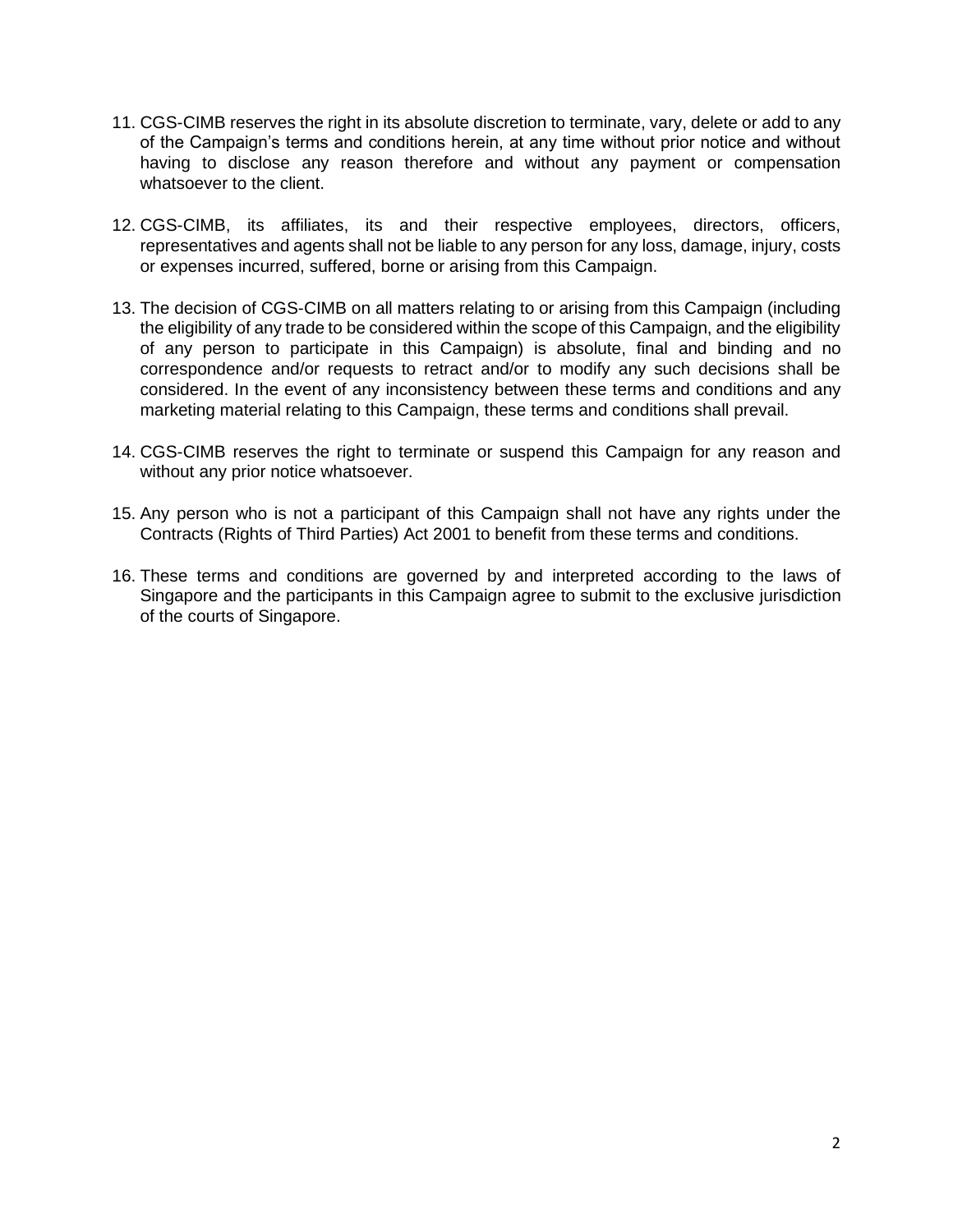11. CGS-CIMB reserves the right in its absolute discretion to terminate, vary, delete or add to any of the Campaign's terms and conditions herein, at any time without prior notice and without having to disclose any reason therefore and without any payment or compensation whatsoever to the client.

12. CGS-CIMB, its affiliates, its and their respective employees, directors, officers, representatives and agents shall not be liable to any person for any loss, damage, injury, costs or expenses incurred, suffered, borne or arising from this Campaign.

13. The decision of CGS-CIMB on all matters relating to or arising from this Campaign (including the eligibility of any trade to be considered within the scope of this Campaign, and the eligibility of any person to participate in this Campaign) is absolute, final and binding and no correspondence and/or requests to retract and/or to modify any such decisions shall be considered. In the event of any inconsistency between these terms and conditions and any marketing material relating to this Campaign, these terms and conditions shall prevail.

14. CGS-CIMB reserves the right to terminate or suspend this Campaign for any reason and without any prior notice whatsoever.

15. Any person who is not a participant of this Campaign shall not have any rights under the Contracts (Rights of Third Parties) Act 2001 to benefit from these terms and conditions.

16. These terms and conditions are governed by and interpreted according to the laws of Singapore and the participants in this Campaign agree to submit to the exclusive jurisdiction of the courts of Singapore.